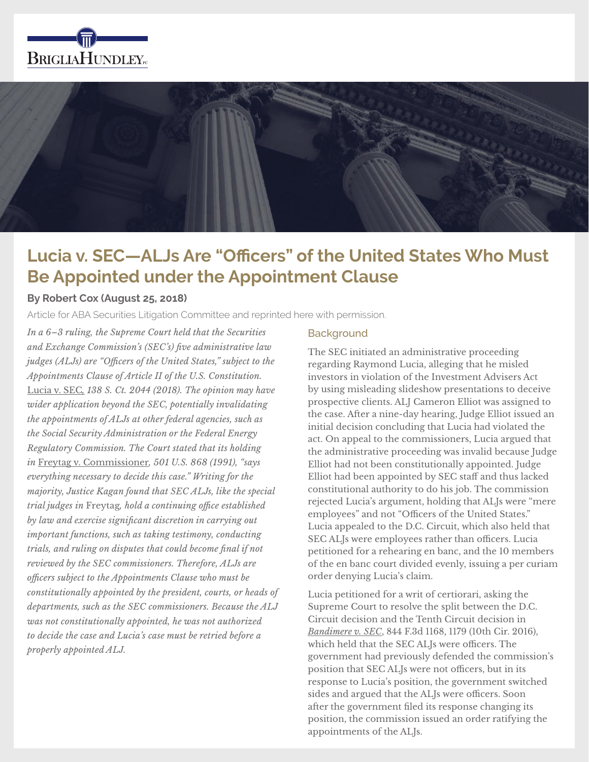# Lucia v. SEC—ALJs Are "Officers" of the United States Who Must Be Appointed under the Appointment Clause

**By Robert Cox (August 25, 2018)**

Article for ABA Securities Litigation Committee and reprinted here with permission.

*In a 6–3 ruling, the Supreme Court held that the Securities and Exchange Commission's (SEC's) five administrative law judges (ALJs) are "Officers of the United States," subject to the Appointments Clause of Article II of the U.S. Constitution.* Lucia v. SEC, *138 S. Ct. 2044 (2018). The opinion may have wider application beyond the SEC, potentially invalidating the appointments of ALJs at other federal agencies, such as the Social Security Administration or the Federal Energy Regulatory Commission. The Court stated that its holding in* Freytag v. Commissioner, *501 U.S. 868 (1991), "says everything necessary to decide this case." Writing for the majority, Justice Kagan found that SEC ALJs, like the special trial judges in* Freytag, *hold a continuing office established by law and exercise significant discretion in carrying out important functions, such as taking testimony, conducting trials, and ruling on disputes that could become final if not reviewed by the SEC commissioners. Therefore, ALJs are officers subject to the Appointments Clause who must be constitutionally appointed by the president, courts, or heads of departments, such as the SEC commissioners. Because the ALJ was not constitutionally appointed, he was not authorized to decide the case and Lucia's case must be retried before a properly appointed ALJ.*

## Background

The SEC initiated an administrative proceeding regarding Raymond Lucia, alleging that he misled investors in violation of the Investment Advisers Act by using misleading slideshow presentations to deceive prospective clients. ALJ Cameron Elliot was assigned to the case. After a nine-day hearing, Judge Elliot issued an initial decision concluding that Lucia had violated the act. On appeal to the commissioners, Lucia argued that the administrative proceeding was invalid because Judge Elliot had not been constitutionally appointed. Judge Elliot had been appointed by SEC staff and thus lacked constitutional authority to do his job. The commission rejected Lucia's argument, holding that ALJs were "mere employees" and not "Officers of the United States." Lucia appealed to the D.C. Circuit, which also held that SEC ALJs were employees rather than officers. Lucia petitioned for a rehearing en banc, and the 10 members of the en banc court divided evenly, issuing a per curiam order denying Lucia's claim.

Lucia petitioned for a writ of certiorari, asking the Supreme Court to resolve the split between the D.C. Circuit decision and the Tenth Circuit decision in *Bandimere v. SEC*, 844 F.3d 1168, 1179 (10th Cir. 2016), which held that the SEC ALJs were officers. The government had previously defended the commission's position that SEC ALJs were not officers, but in its response to Lucia's position, the government switched sides and argued that the ALJs were officers. Soon after the government filed its response changing its position, the commission issued an order ratifying the appointments of the ALJs.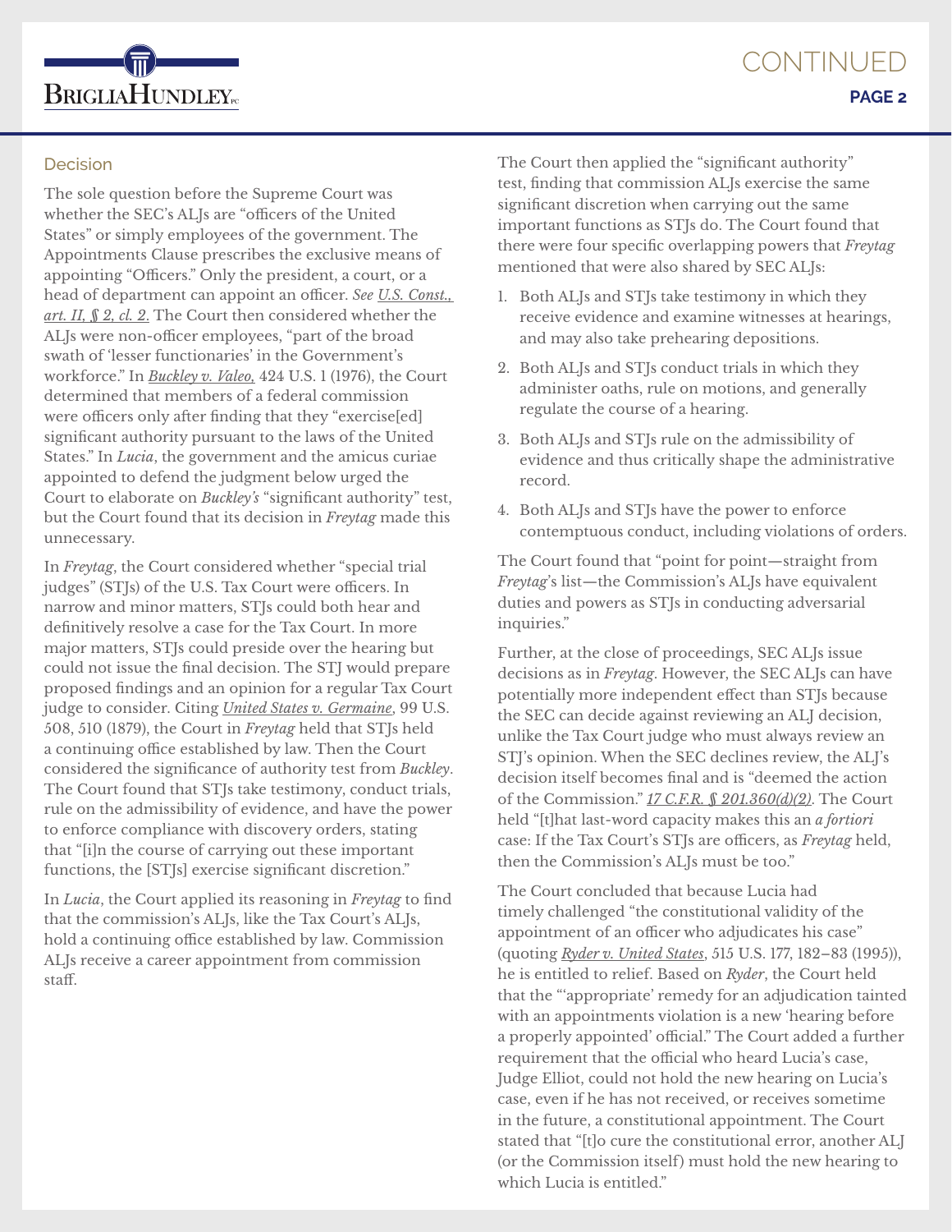## Decision

The sole question before the Supreme Court was whether the SEC's ALJs are "officers of the United States" or simply employees of the government. The Appointments Clause prescribes the exclusive means of appointing "Officers." Only the president, a court, or a head of department can appoint an officer. *See U.S. Const., art. II, § 2, cl. 2.* The Court then considered whether the ALJs were non-officer employees, "part of the broad swath of 'lesser functionaries' in the Government's workforce." In *Buckley v. Valeo,* 424 U.S. 1 (1976), the Court determined that members of a federal commission were officers only after finding that they "exercise[ed] significant authority pursuant to the laws of the United States." In *Lucia*, the government and the amicus curiae appointed to defend the judgment below urged the Court to elaborate on *Buckley's* "significant authority" test, but the Court found that its decision in *Freytag* made this unnecessary.

In *Freytag*, the Court considered whether "special trial judges" (STJs) of the U.S. Tax Court were officers. In narrow and minor matters, STJs could both hear and definitively resolve a case for the Tax Court. In more major matters, STJs could preside over the hearing but could not issue the final decision. The STJ would prepare proposed findings and an opinion for a regular Tax Court judge to consider. Citing *United States v. Germaine*, 99 U.S. 508, 510 (1879), the Court in *Freytag* held that STJs held a continuing office established by law. Then the Court considered the significance of authority test from *Buckley*. The Court found that STJs take testimony, conduct trials, rule on the admissibility of evidence, and have the power to enforce compliance with discovery orders, stating that "[i]n the course of carrying out these important functions, the [STJs] exercise significant discretion."

In *Lucia*, the Court applied its reasoning in *Freytag* to find that the commission's ALJs, like the Tax Court's ALJs, hold a continuing office established by law. Commission ALJs receive a career appointment from commission staff.

The Court then applied the "significant authority" test, finding that commission ALJs exercise the same significant discretion when carrying out the same important functions as STJs do. The Court found that there were four specific overlapping powers that *Freytag* mentioned that were also shared by SEC ALJs:

1. Both ALJs and STJs take testimony in which they receive evidence and examine witnesses at hearings, and may also take prehearing depositions.
2. Both ALJs and STJs conduct trials in which they administer oaths, rule on motions, and generally regulate the course of a hearing.
3. Both ALJs and STJs rule on the admissibility of evidence and thus critically shape the administrative record.
4. Both ALJs and STJs have the power to enforce contemptuous conduct, including violations of orders.

The Court found that "point for point—straight from *Freytag*'s list—the Commission's ALJs have equivalent duties and powers as STJs in conducting adversarial inquiries."

Further, at the close of proceedings, SEC ALJs issue decisions as in *Freytag*. However, the SEC ALJs can have potentially more independent effect than STJs because the SEC can decide against reviewing an ALJ decision, unlike the Tax Court judge who must always review an STJ's opinion. When the SEC declines review, the ALJ's decision itself becomes final and is "deemed the action of the Commission." *17 C.F.R. § 201.360(d)(2)*. The Court held "[t]hat last-word capacity makes this an ***a fortiori*** case: If the Tax Court's STJs are officers, as *Freytag* held, then the Commission's ALJs must be too."

The Court concluded that because Lucia had timely challenged "the constitutional validity of the appointment of an officer who adjudicates his case" (quoting *Ryder v. United States*, 515 U.S. 177, 182–83 (1995)), he is entitled to relief. Based on *Ryder*, the Court held that the "'appropriate' remedy for an adjudication tainted with an appointments violation is a new 'hearing before a properly appointed' official." The Court added a further requirement that the official who heard Lucia's case, Judge Elliot, could not hold the new hearing on Lucia's case, even if he has not received, or receives sometime in the future, a constitutional appointment. The Court stated that "[t]o cure the constitutional error, another ALJ (or the Commission itself) must hold the new hearing to which Lucia is entitled."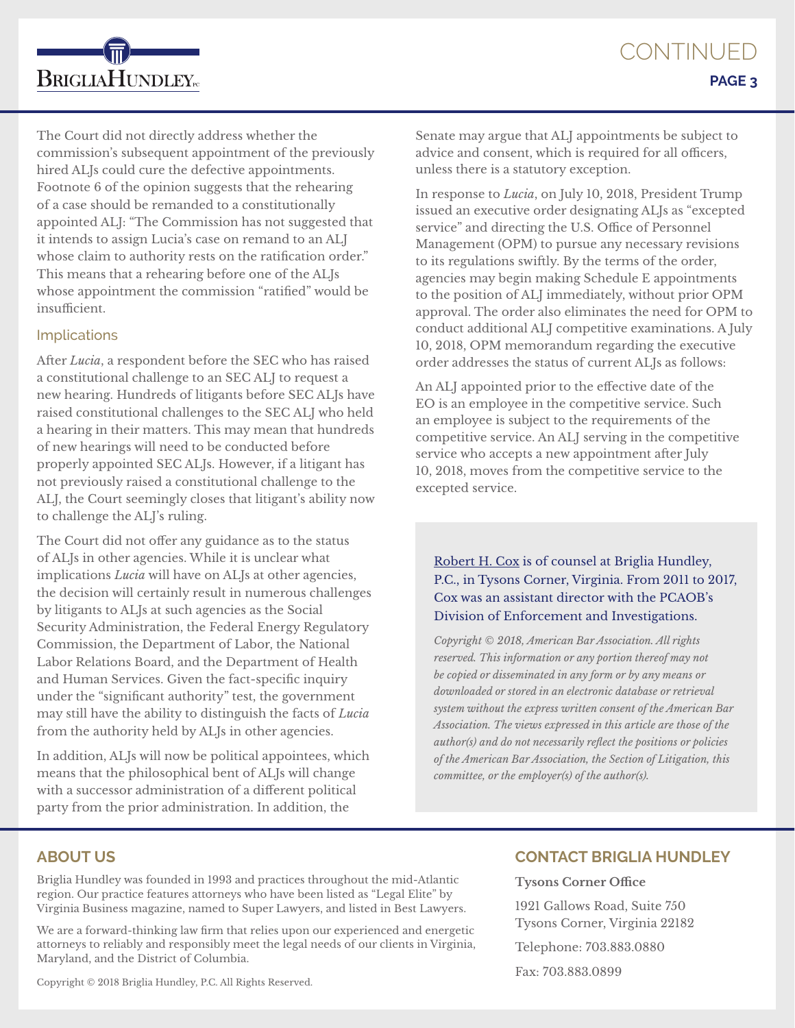The Court did not directly address whether the commission's subsequent appointment of the previously hired ALJs could cure the defective appointments. Footnote 6 of the opinion suggests that the rehearing of a case should be remanded to a constitutionally appointed ALJ: "The Commission has not suggested that it intends to assign Lucia's case on remand to an ALJ whose claim to authority rests on the ratification order." This means that a rehearing before one of the ALJs whose appointment the commission "ratified" would be insufficient.

### Implications

After *Lucia*, a respondent before the SEC who has raised a constitutional challenge to an SEC ALJ to request a new hearing. Hundreds of litigants before SEC ALJs have raised constitutional challenges to the SEC ALJ who held a hearing in their matters. This may mean that hundreds of new hearings will need to be conducted before properly appointed SEC ALJs. However, if a litigant has not previously raised a constitutional challenge to the ALJ, the Court seemingly closes that litigant's ability now to challenge the ALJ's ruling.

The Court did not offer any guidance as to the status of ALJs in other agencies. While it is unclear what implications *Lucia* will have on ALJs at other agencies, the decision will certainly result in numerous challenges by litigants to ALJs at such agencies as the Social Security Administration, the Federal Energy Regulatory Commission, the Department of Labor, the National Labor Relations Board, and the Department of Health and Human Services. Given the fact-specific inquiry under the "significant authority" test, the government may still have the ability to distinguish the facts of *Lucia* from the authority held by ALJs in other agencies.

In addition, ALJs will now be political appointees, which means that the philosophical bent of ALJs will change with a successor administration of a different political party from the prior administration. In addition, the Senate may argue that ALJ appointments be subject to advice and consent, which is required for all officers, unless there is a statutory exception.

In response to *Lucia*, on July 10, 2018, President Trump issued an executive order designating ALJs as "excepted service" and directing the U.S. Office of Personnel Management (OPM) to pursue any necessary revisions to its regulations swiftly. By the terms of the order, agencies may begin making Schedule E appointments to the position of ALJ immediately, without prior OPM approval. The order also eliminates the need for OPM to conduct additional ALJ competitive examinations. A July 10, 2018, OPM memorandum regarding the executive order addresses the status of current ALJs as follows:

An ALJ appointed prior to the effective date of the EO is an employee in the competitive service. Such an employee is subject to the requirements of the competitive service. An ALJ serving in the competitive service who accepts a new appointment after July 10, 2018, moves from the competitive service to the excepted service.

Robert H. Cox is of counsel at Briglia Hundley, P.C., in Tysons Corner, Virginia. From 2011 to 2017, Cox was an assistant director with the PCAOB's Division of Enforcement and Investigations.

*Copyright © 2018, American Bar Association. All rights reserved. This information or any portion thereof may not be copied or disseminated in any form or by any means or downloaded or stored in an electronic database or retrieval system without the express written consent of the American Bar Association. The views expressed in this article are those of the author(s) and do not necessarily reflect the positions or policies of the American Bar Association, the Section of Litigation, this committee, or the employer(s) of the author(s).*

## ABOUT US

Briglia Hundley was founded in 1993 and practices throughout the mid-Atlantic region. Our practice features attorneys who have been listed as "Legal Elite" by Virginia Business magazine, named to Super Lawyers, and listed in Best Lawyers.

We are a forward-thinking law firm that relies upon our experienced and energetic attorneys to reliably and responsibly meet the legal needs of our clients in Virginia, Maryland, and the District of Columbia.

Copyright © 2018 Briglia Hundley, P.C. All Rights Reserved.

## CONTACT BRIGLIA HUNDLEY

**Tysons Corner Office**

1921 Gallows Road, Suite 750
Tysons Corner, Virginia 22182

Telephone: 703.883.0880

Fax: 703.883.0899